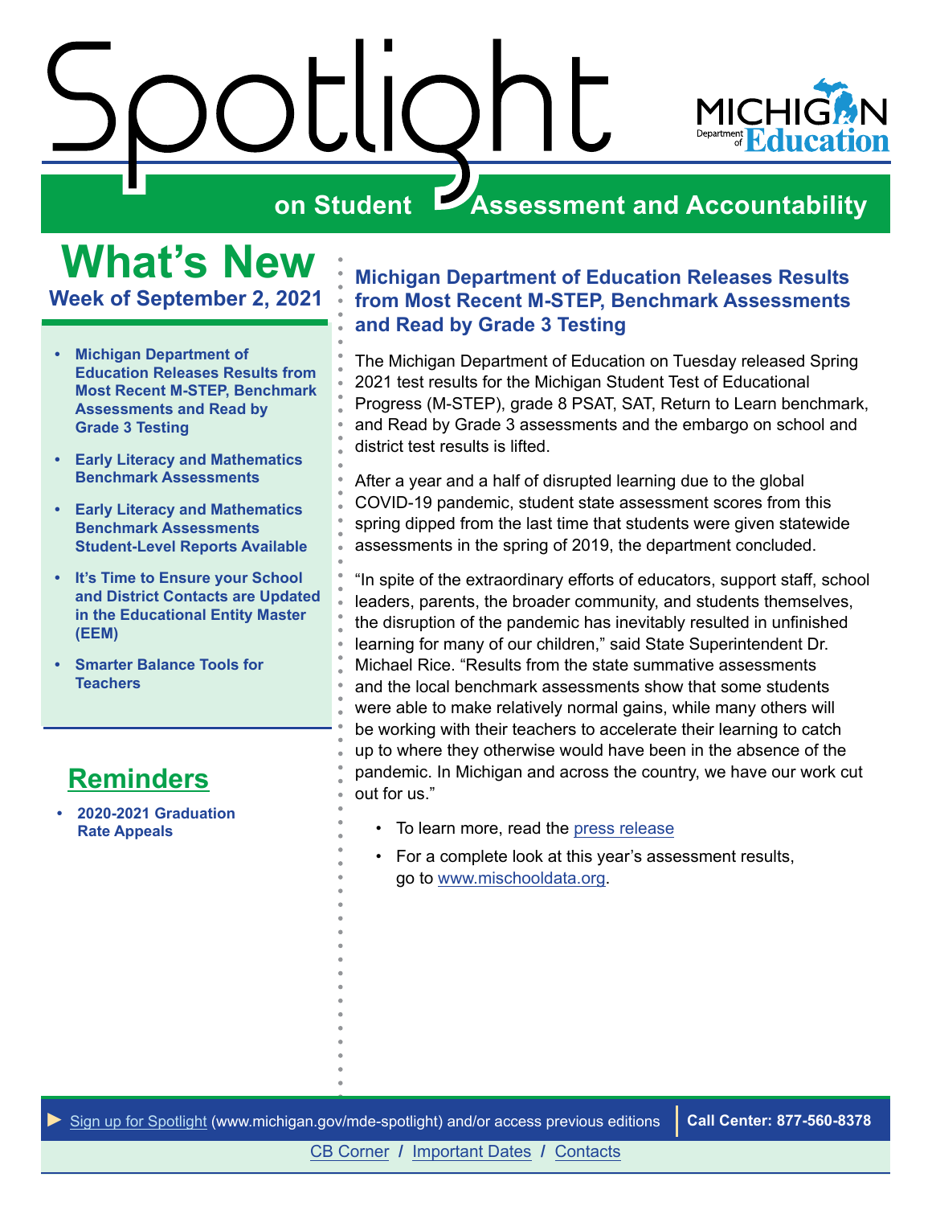# Spotlight on Student Assessment and Accountability

## What's New

### Week of September 2, 2021

- **Michigan Department of Education Releases Results from Most Recent M-STEP, Benchmark Assessments and Read by Grade 3 Testing**
- **Early Literacy and Mathematics Benchmark Assessments**
- **Early Literacy and Mathematics Benchmark Assessments Student-Level Reports Available**
- **It's Time to Ensure your School and District Contacts are Updated in the Educational Entity Master (EEM)**
- **Smarter Balance Tools for Teachers**

## Reminders

- **2020-2021 Graduation Rate Appeals**

### Michigan Department of Education Releases Results from Most Recent M-STEP, Benchmark Assessments and Read by Grade 3 Testing

The Michigan Department of Education on Tuesday released Spring 2021 test results for the Michigan Student Test of Educational Progress (M-STEP), grade 8 PSAT, SAT, Return to Learn benchmark, and Read by Grade 3 assessments and the embargo on school and district test results is lifted.

After a year and a half of disrupted learning due to the global COVID-19 pandemic, student state assessment scores from this spring dipped from the last time that students were given statewide assessments in the spring of 2019, the department concluded.

"In spite of the extraordinary efforts of educators, support staff, school leaders, parents, the broader community, and students themselves, the disruption of the pandemic has inevitably resulted in unfinished learning for many of our children," said State Superintendent Dr. Michael Rice. "Results from the state summative assessments and the local benchmark assessments show that some students were able to make relatively normal gains, while many others will be working with their teachers to accelerate their learning to catch up to where they otherwise would have been in the absence of the pandemic. In Michigan and across the country, we have our work cut out for us."

- To learn more, read the press release
- For a complete look at this year's assessment results, go to www.mischooldata.org.

Sign up for Spotlight (www.michigan.gov/mde-spotlight) and/or access previous editions | **Call Center: 877-560-8378**

CB Corner / Important Dates / Contacts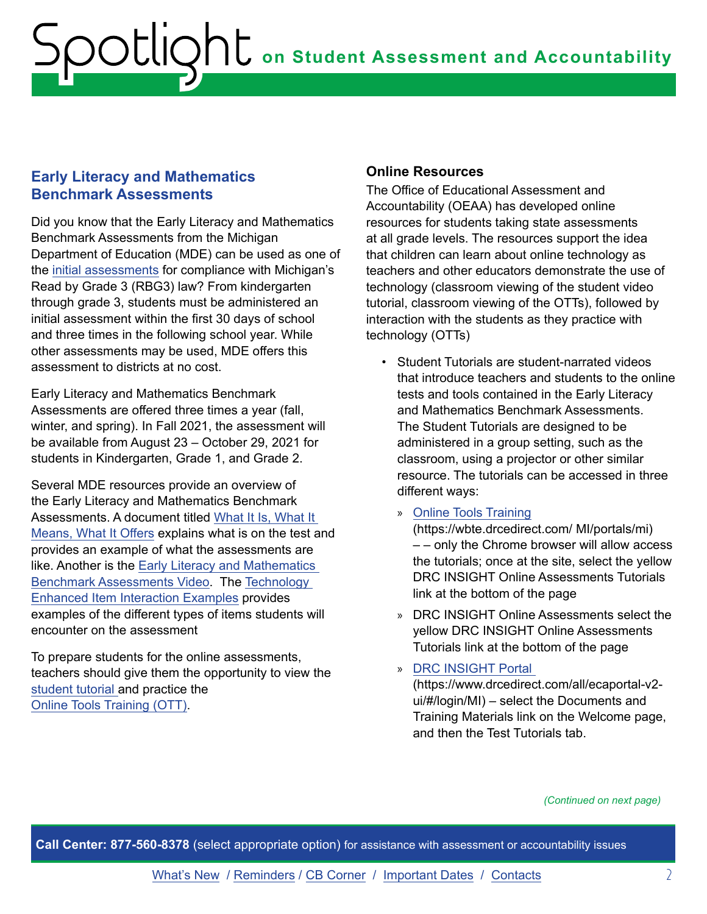## Early Literacy and Mathematics Benchmark Assessments

Did you know that the Early Literacy and Mathematics Benchmark Assessments from the Michigan Department of Education (MDE) can be used as one of the initial assessments for compliance with Michigan's Read by Grade 3 (RBG3) law? From kindergarten through grade 3, students must be administered an initial assessment within the first 30 days of school and three times in the following school year. While other assessments may be used, MDE offers this assessment to districts at no cost.

Early Literacy and Mathematics Benchmark Assessments are offered three times a year (fall, winter, and spring). In Fall 2021, the assessment will be available from August 23 – October 29, 2021 for students in Kindergarten, Grade 1, and Grade 2.

Several MDE resources provide an overview of the Early Literacy and Mathematics Benchmark Assessments. A document titled What It Is, What It Means, What It Offers explains what is on the test and provides an example of what the assessments are like. Another is the Early Literacy and Mathematics Benchmark Assessments Video. The Technology Enhanced Item Interaction Examples provides examples of the different types of items students will encounter on the assessment

To prepare students for the online assessments, teachers should give them the opportunity to view the student tutorial and practice the Online Tools Training (OTT).

### Online Resources

The Office of Educational Assessment and Accountability (OEAA) has developed online resources for students taking state assessments at all grade levels. The resources support the idea that children can learn about online technology as teachers and other educators demonstrate the use of technology (classroom viewing of the student video tutorial, classroom viewing of the OTTs), followed by interaction with the students as they practice with technology (OTTs)

- Student Tutorials are student-narrated videos that introduce teachers and students to the online tests and tools contained in the Early Literacy and Mathematics Benchmark Assessments. The Student Tutorials are designed to be administered in a group setting, such as the classroom, using a projector or other similar resource. The tutorials can be accessed in three different ways:
  - Online Tools Training (https://wbte.drcedirect.com/ MI/portals/mi) – – only the Chrome browser will allow access the tutorials; once at the site, select the yellow DRC INSIGHT Online Assessments Tutorials link at the bottom of the page
  - DRC INSIGHT Online Assessments select the yellow DRC INSIGHT Online Assessments Tutorials link at the bottom of the page
  - DRC INSIGHT Portal (https://www.drcedirect.com/all/ecaportal-v2-ui/#/login/MI) – select the Documents and Training Materials link on the Welcome page, and then the Test Tutorials tab.

*(Continued on next page)*

**Call Center: 877-560-8378** (select appropriate option) for assistance with assessment or accountability issues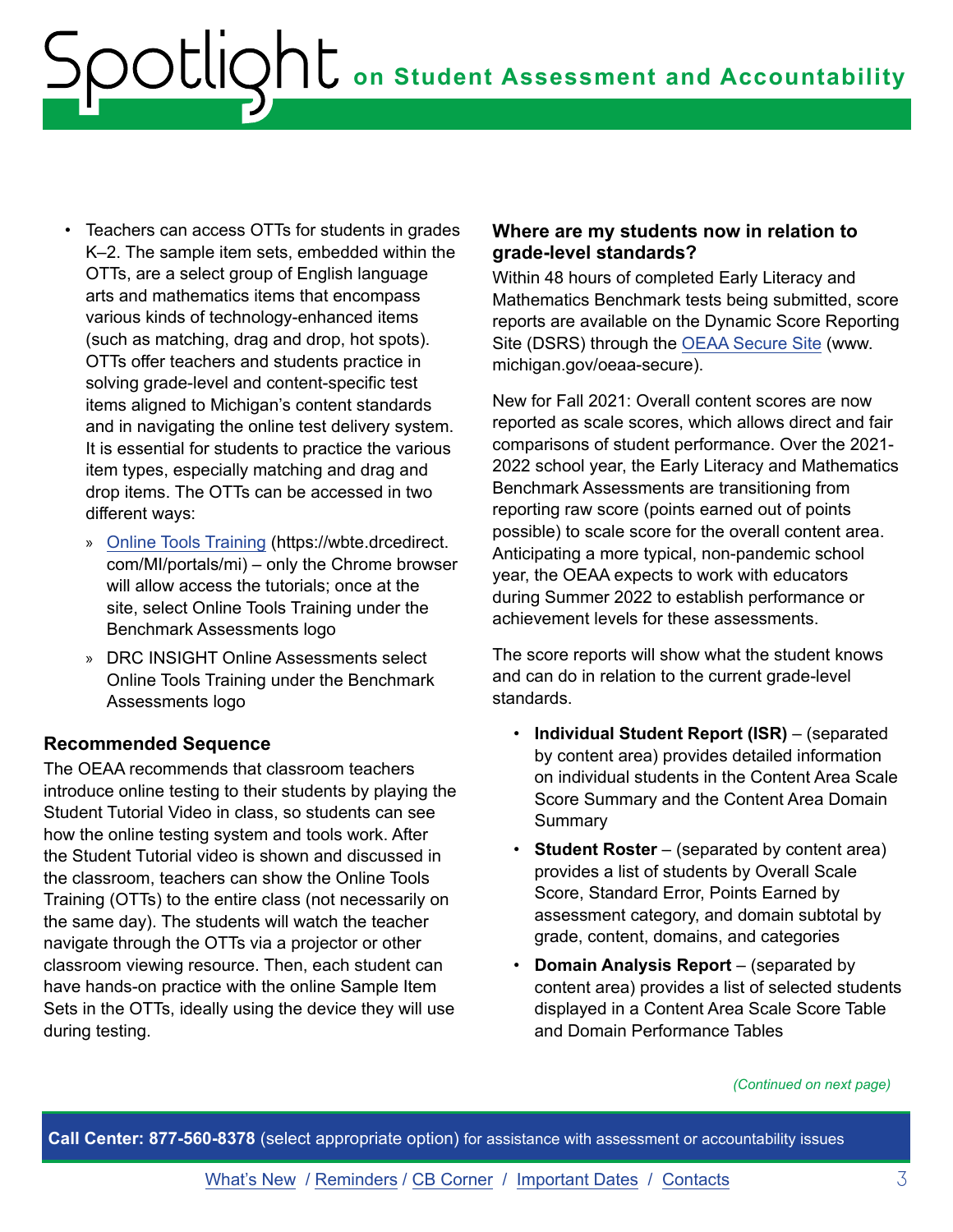- Teachers can access OTTs for students in grades K–2. The sample item sets, embedded within the OTTs, are a select group of English language arts and mathematics items that encompass various kinds of technology-enhanced items (such as matching, drag and drop, hot spots). OTTs offer teachers and students practice in solving grade-level and content-specific test items aligned to Michigan's content standards and in navigating the online test delivery system. It is essential for students to practice the various item types, especially matching and drag and drop items. The OTTs can be accessed in two different ways:
  - Online Tools Training (https://wbte.drcedirect.com/MI/portals/mi) – only the Chrome browser will allow access the tutorials; once at the site, select Online Tools Training under the Benchmark Assessments logo
  - DRC INSIGHT Online Assessments select Online Tools Training under the Benchmark Assessments logo

### Recommended Sequence

The OEAA recommends that classroom teachers introduce online testing to their students by playing the Student Tutorial Video in class, so students can see how the online testing system and tools work. After the Student Tutorial video is shown and discussed in the classroom, teachers can show the Online Tools Training (OTTs) to the entire class (not necessarily on the same day). The students will watch the teacher navigate through the OTTs via a projector or other classroom viewing resource. Then, each student can have hands-on practice with the online Sample Item Sets in the OTTs, ideally using the device they will use during testing.

### Where are my students now in relation to grade-level standards?

Within 48 hours of completed Early Literacy and Mathematics Benchmark tests being submitted, score reports are available on the Dynamic Score Reporting Site (DSRS) through the OEAA Secure Site (www.michigan.gov/oeaa-secure).

New for Fall 2021: Overall content scores are now reported as scale scores, which allows direct and fair comparisons of student performance. Over the 2021-2022 school year, the Early Literacy and Mathematics Benchmark Assessments are transitioning from reporting raw score (points earned out of points possible) to scale score for the overall content area. Anticipating a more typical, non-pandemic school year, the OEAA expects to work with educators during Summer 2022 to establish performance or achievement levels for these assessments.

The score reports will show what the student knows and can do in relation to the current grade-level standards.

- **Individual Student Report (ISR)** – (separated by content area) provides detailed information on individual students in the Content Area Scale Score Summary and the Content Area Domain Summary
- **Student Roster** – (separated by content area) provides a list of students by Overall Scale Score, Standard Error, Points Earned by assessment category, and domain subtotal by grade, content, domains, and categories
- **Domain Analysis Report** – (separated by content area) provides a list of selected students displayed in a Content Area Scale Score Table and Domain Performance Tables

*(Continued on next page)*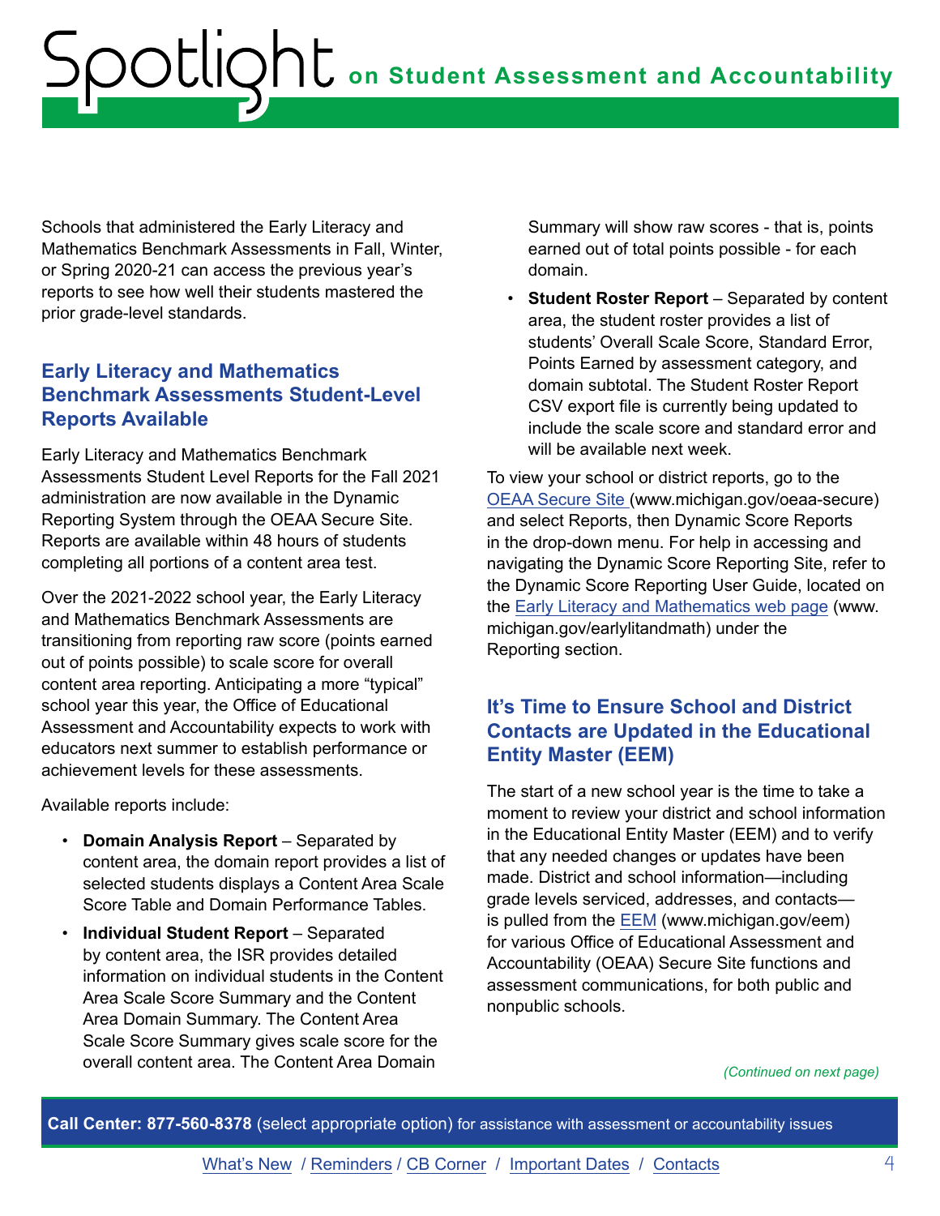Schools that administered the Early Literacy and Mathematics Benchmark Assessments in Fall, Winter, or Spring 2020-21 can access the previous year's reports to see how well their students mastered the prior grade-level standards.

## Early Literacy and Mathematics Benchmark Assessments Student-Level Reports Available

Early Literacy and Mathematics Benchmark Assessments Student Level Reports for the Fall 2021 administration are now available in the Dynamic Reporting System through the OEAA Secure Site. Reports are available within 48 hours of students completing all portions of a content area test.

Over the 2021-2022 school year, the Early Literacy and Mathematics Benchmark Assessments are transitioning from reporting raw score (points earned out of points possible) to scale score for overall content area reporting. Anticipating a more "typical" school year this year, the Office of Educational Assessment and Accountability expects to work with educators next summer to establish performance or achievement levels for these assessments.

Available reports include:

- **Domain Analysis Report** – Separated by content area, the domain report provides a list of selected students displays a Content Area Scale Score Table and Domain Performance Tables.
- **Individual Student Report** – Separated by content area, the ISR provides detailed information on individual students in the Content Area Scale Score Summary and the Content Area Domain Summary. The Content Area Scale Score Summary gives scale score for the overall content area. The Content Area Domain Summary will show raw scores - that is, points earned out of total points possible - for each domain.
- **Student Roster Report** – Separated by content area, the student roster provides a list of students' Overall Scale Score, Standard Error, Points Earned by assessment category, and domain subtotal. The Student Roster Report CSV export file is currently being updated to include the scale score and standard error and will be available next week.

To view your school or district reports, go to the OEAA Secure Site (www.michigan.gov/oeaa-secure) and select Reports, then Dynamic Score Reports in the drop-down menu. For help in accessing and navigating the Dynamic Score Reporting Site, refer to the Dynamic Score Reporting User Guide, located on the Early Literacy and Mathematics web page (www.michigan.gov/earlylitandmath) under the Reporting section.

## It's Time to Ensure School and District Contacts are Updated in the Educational Entity Master (EEM)

The start of a new school year is the time to take a moment to review your district and school information in the Educational Entity Master (EEM) and to verify that any needed changes or updates have been made. District and school information—including grade levels serviced, addresses, and contacts—is pulled from the EEM (www.michigan.gov/eem) for various Office of Educational Assessment and Accountability (OEAA) Secure Site functions and assessment communications, for both public and nonpublic schools.

*(Continued on next page)*

**Call Center: 877-560-8378** (select appropriate option) for assistance with assessment or accountability issues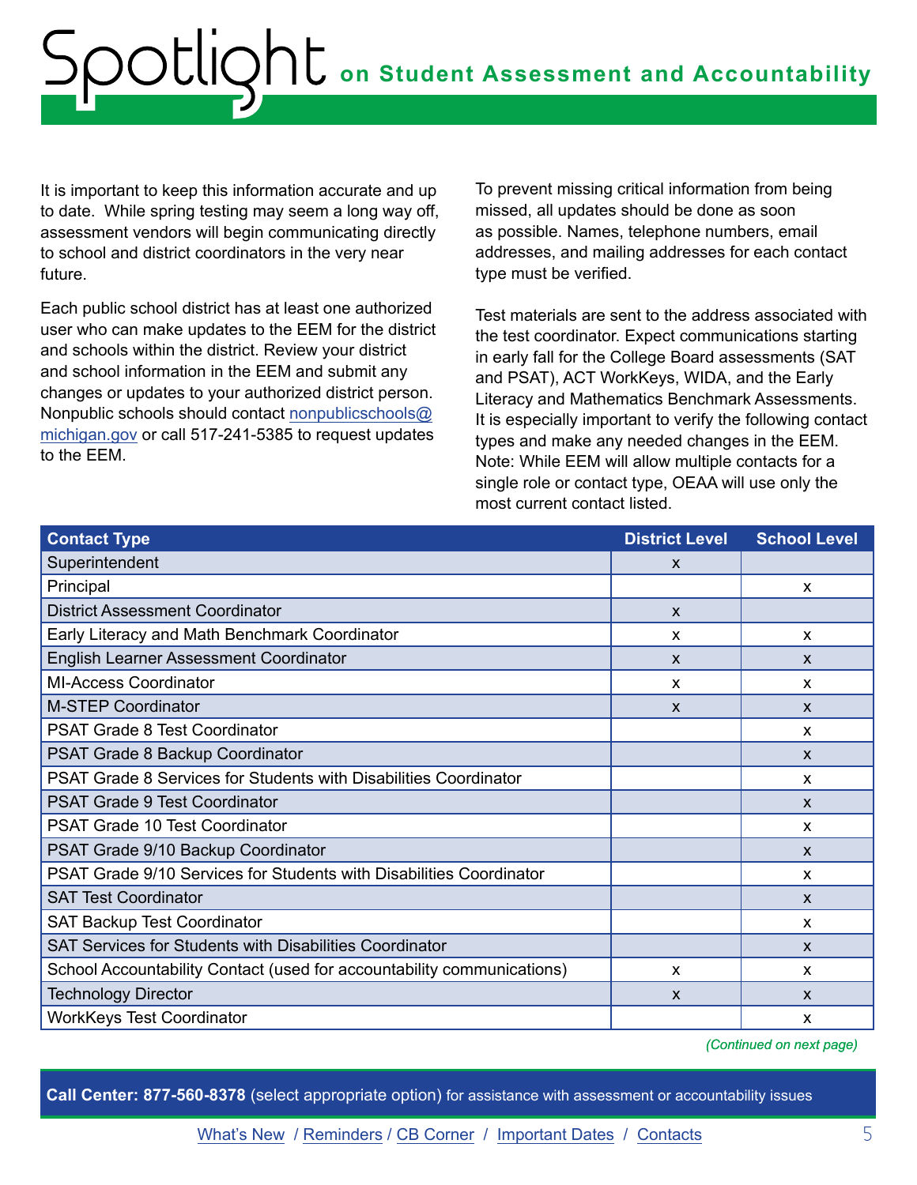It is important to keep this information accurate and up to date. While spring testing may seem a long way off, assessment vendors will begin communicating directly to school and district coordinators in the very near future.

Each public school district has at least one authorized user who can make updates to the EEM for the district and schools within the district. Review your district and school information in the EEM and submit any changes or updates to your authorized district person. Nonpublic schools should contact [nonpublicschools@michigan.gov](mailto:nonpublicschools@michigan.gov) or call 517-241-5385 to request updates to the EEM.

To prevent missing critical information from being missed, all updates should be done as soon as possible. Names, telephone numbers, email addresses, and mailing addresses for each contact type must be verified.

Test materials are sent to the address associated with the test coordinator. Expect communications starting in early fall for the College Board assessments (SAT and PSAT), ACT WorkKeys, WIDA, and the Early Literacy and Mathematics Benchmark Assessments. It is especially important to verify the following contact types and make any needed changes in the EEM. Note: While EEM will allow multiple contacts for a single role or contact type, OEAA will use only the most current contact listed.

| Contact Type | District Level | School Level |
| --- | --- | --- |
| Superintendent | x | |
| Principal | | x |
| District Assessment Coordinator | x | |
| Early Literacy and Math Benchmark Coordinator | x | x |
| English Learner Assessment Coordinator | x | x |
| MI-Access Coordinator | x | x |
| M-STEP Coordinator | x | x |
| PSAT Grade 8 Test Coordinator | | x |
| PSAT Grade 8 Backup Coordinator | | x |
| PSAT Grade 8 Services for Students with Disabilities Coordinator | | x |
| PSAT Grade 9 Test Coordinator | | x |
| PSAT Grade 10 Test Coordinator | | x |
| PSAT Grade 9/10 Backup Coordinator | | x |
| PSAT Grade 9/10 Services for Students with Disabilities Coordinator | | x |
| SAT Test Coordinator | | x |
| SAT Backup Test Coordinator | | x |
| SAT Services for Students with Disabilities Coordinator | | x |
| School Accountability Contact (used for accountability communications) | x | x |
| Technology Director | x | x |
| WorkKeys Test Coordinator | | x |

*(Continued on next page)*

**Call Center: 877-560-8378** (select appropriate option) for assistance with assessment or accountability issues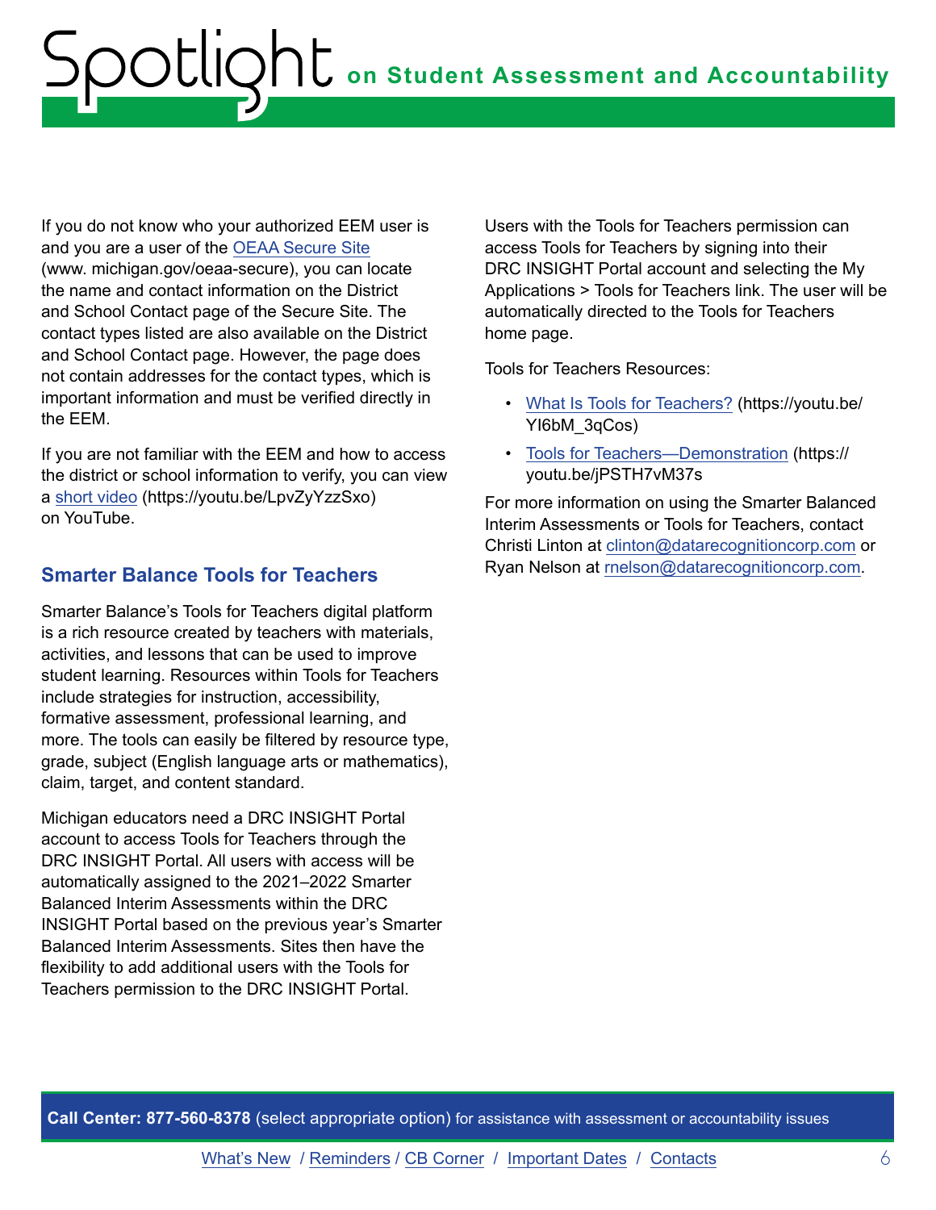If you do not know who your authorized EEM user is and you are a user of the OEAA Secure Site (www. michigan.gov/oeaa-secure), you can locate the name and contact information on the District and School Contact page of the Secure Site. The contact types listed are also available on the District and School Contact page. However, the page does not contain addresses for the contact types, which is important information and must be verified directly in the EEM.

If you are not familiar with the EEM and how to access the district or school information to verify, you can view a short video (https://youtu.be/LpvZyYzzSxo) on YouTube.

## Smarter Balance Tools for Teachers

Smarter Balance's Tools for Teachers digital platform is a rich resource created by teachers with materials, activities, and lessons that can be used to improve student learning. Resources within Tools for Teachers include strategies for instruction, accessibility, formative assessment, professional learning, and more. The tools can easily be filtered by resource type, grade, subject (English language arts or mathematics), claim, target, and content standard.

Michigan educators need a DRC INSIGHT Portal account to access Tools for Teachers through the DRC INSIGHT Portal. All users with access will be automatically assigned to the 2021–2022 Smarter Balanced Interim Assessments within the DRC INSIGHT Portal based on the previous year's Smarter Balanced Interim Assessments. Sites then have the flexibility to add additional users with the Tools for Teachers permission to the DRC INSIGHT Portal.

Users with the Tools for Teachers permission can access Tools for Teachers by signing into their DRC INSIGHT Portal account and selecting the My Applications > Tools for Teachers link. The user will be automatically directed to the Tools for Teachers home page.

Tools for Teachers Resources:

- What Is Tools for Teachers? (https://youtu.be/YI6bM_3qCos)
- Tools for Teachers—Demonstration (https://youtu.be/jPSTH7vM37s

For more information on using the Smarter Balanced Interim Assessments or Tools for Teachers, contact Christi Linton at clinton@datarecognitioncorp.com or Ryan Nelson at rnelson@datarecognitioncorp.com.

**Call Center: 877-560-8378** (select appropriate option) for assistance with assessment or accountability issues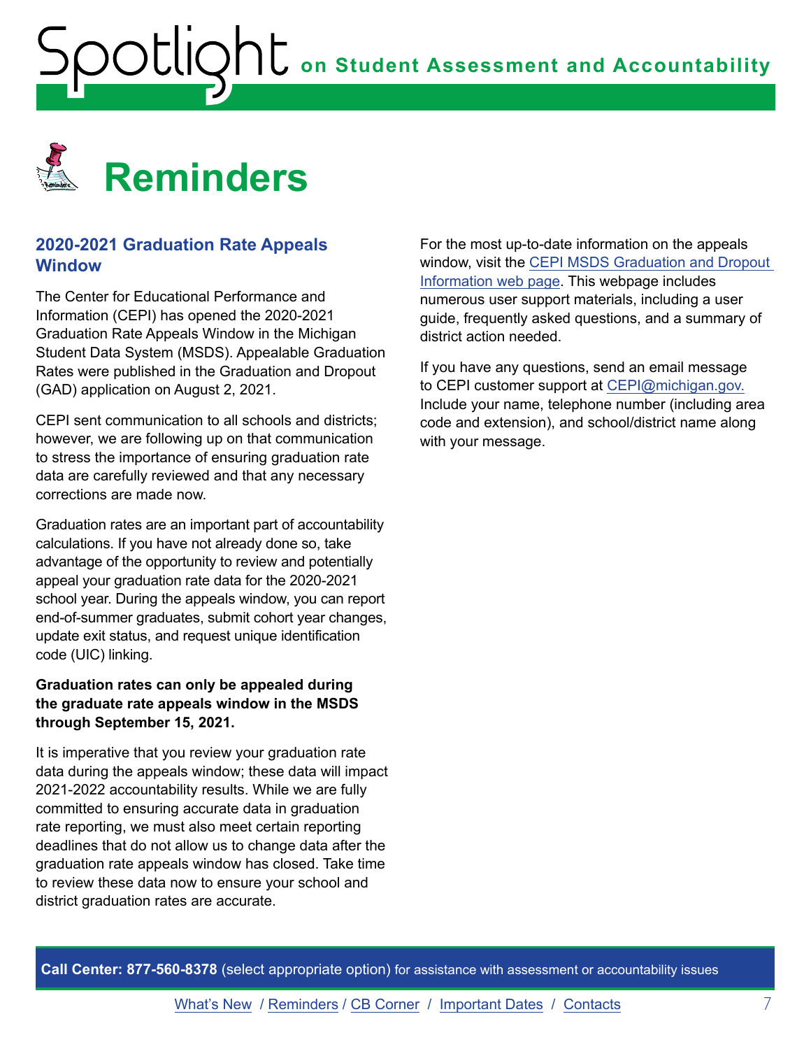# Reminders

## 2020-2021 Graduation Rate Appeals Window

The Center for Educational Performance and Information (CEPI) has opened the 2020-2021 Graduation Rate Appeals Window in the Michigan Student Data System (MSDS). Appealable Graduation Rates were published in the Graduation and Dropout (GAD) application on August 2, 2021.

CEPI sent communication to all schools and districts; however, we are following up on that communication to stress the importance of ensuring graduation rate data are carefully reviewed and that any necessary corrections are made now.

Graduation rates are an important part of accountability calculations. If you have not already done so, take advantage of the opportunity to review and potentially appeal your graduation rate data for the 2020-2021 school year. During the appeals window, you can report end-of-summer graduates, submit cohort year changes, update exit status, and request unique identification code (UIC) linking.

**Graduation rates can only be appealed during the graduate rate appeals window in the MSDS through September 15, 2021.**

It is imperative that you review your graduation rate data during the appeals window; these data will impact 2021-2022 accountability results. While we are fully committed to ensuring accurate data in graduation rate reporting, we must also meet certain reporting deadlines that do not allow us to change data after the graduation rate appeals window has closed. Take time to review these data now to ensure your school and district graduation rates are accurate.

For the most up-to-date information on the appeals window, visit the CEPI MSDS Graduation and Dropout Information web page. This webpage includes numerous user support materials, including a user guide, frequently asked questions, and a summary of district action needed.

If you have any questions, send an email message to CEPI customer support at CEPI@michigan.gov. Include your name, telephone number (including area code and extension), and school/district name along with your message.

**Call Center: 877-560-8378** (select appropriate option) for assistance with assessment or accountability issues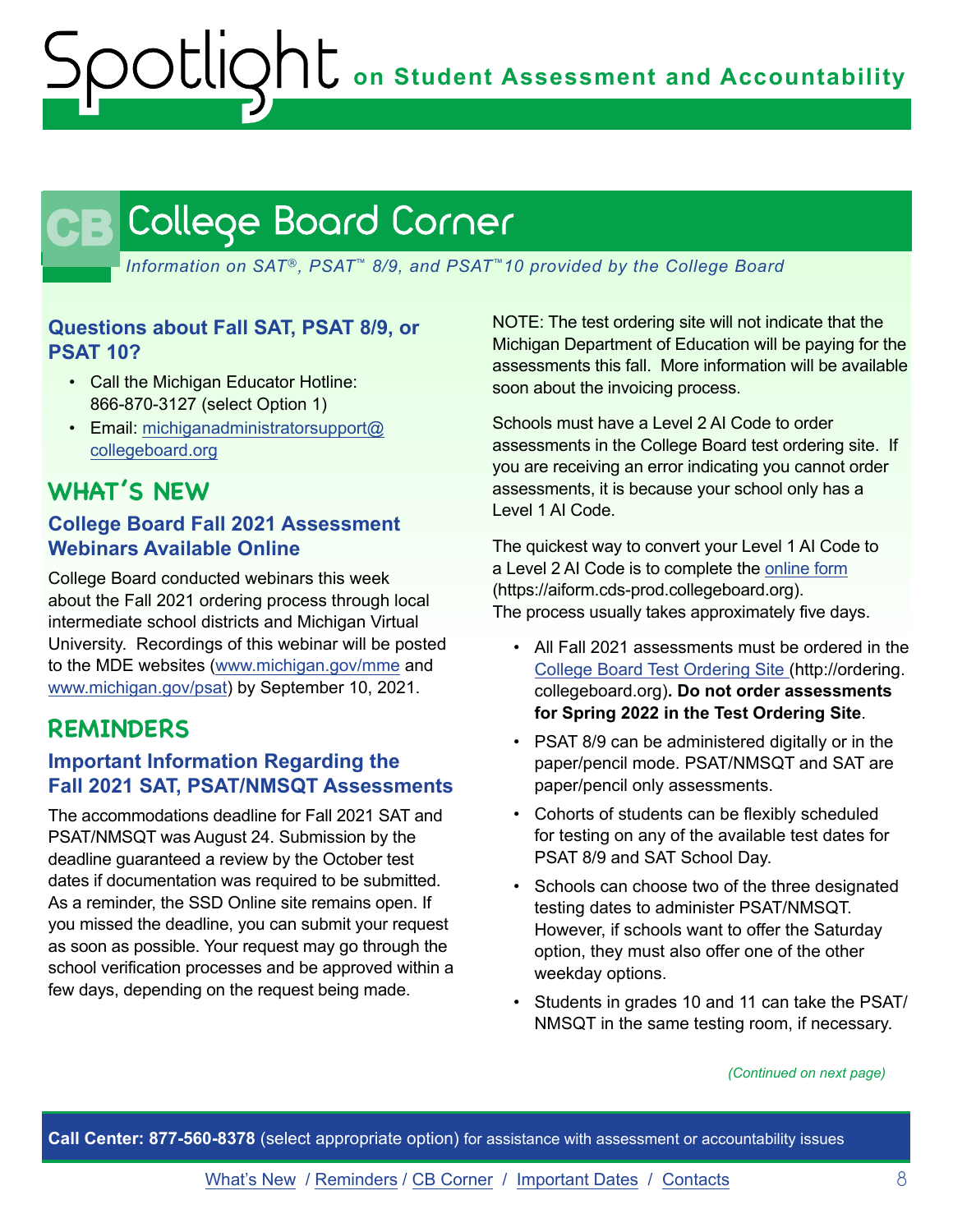# College Board Corner

*Information on SAT®, PSAT™ 8/9, and PSAT™ 10 provided by the College Board*

### Questions about Fall SAT, PSAT 8/9, or PSAT 10?

- Call the Michigan Educator Hotline: 866-870-3127 (select Option 1)
- Email: michiganadministratorsupport@collegeboard.org

## WHAT'S NEW

### College Board Fall 2021 Assessment Webinars Available Online

College Board conducted webinars this week about the Fall 2021 ordering process through local intermediate school districts and Michigan Virtual University. Recordings of this webinar will be posted to the MDE websites (www.michigan.gov/mme and www.michigan.gov/psat) by September 10, 2021.

## REMINDERS

### Important Information Regarding the Fall 2021 SAT, PSAT/NMSQT Assessments

The accommodations deadline for Fall 2021 SAT and PSAT/NMSQT was August 24. Submission by the deadline guaranteed a review by the October test dates if documentation was required to be submitted. As a reminder, the SSD Online site remains open. If you missed the deadline, you can submit your request as soon as possible. Your request may go through the school verification processes and be approved within a few days, depending on the request being made.

NOTE: The test ordering site will not indicate that the Michigan Department of Education will be paying for the assessments this fall. More information will be available soon about the invoicing process.

Schools must have a Level 2 AI Code to order assessments in the College Board test ordering site. If you are receiving an error indicating you cannot order assessments, it is because your school only has a Level 1 AI Code.

The quickest way to convert your Level 1 AI Code to a Level 2 AI Code is to complete the online form (https://aiform.cds-prod.collegeboard.org). The process usually takes approximately five days.

- All Fall 2021 assessments must be ordered in the College Board Test Ordering Site (http://ordering.collegeboard.org). **Do not order assessments for Spring 2022 in the Test Ordering Site**.
- PSAT 8/9 can be administered digitally or in the paper/pencil mode. PSAT/NMSQT and SAT are paper/pencil only assessments.
- Cohorts of students can be flexibly scheduled for testing on any of the available test dates for PSAT 8/9 and SAT School Day.
- Schools can choose two of the three designated testing dates to administer PSAT/NMSQT. However, if schools want to offer the Saturday option, they must also offer one of the other weekday options.
- Students in grades 10 and 11 can take the PSAT/NMSQT in the same testing room, if necessary.

*(Continued on next page)*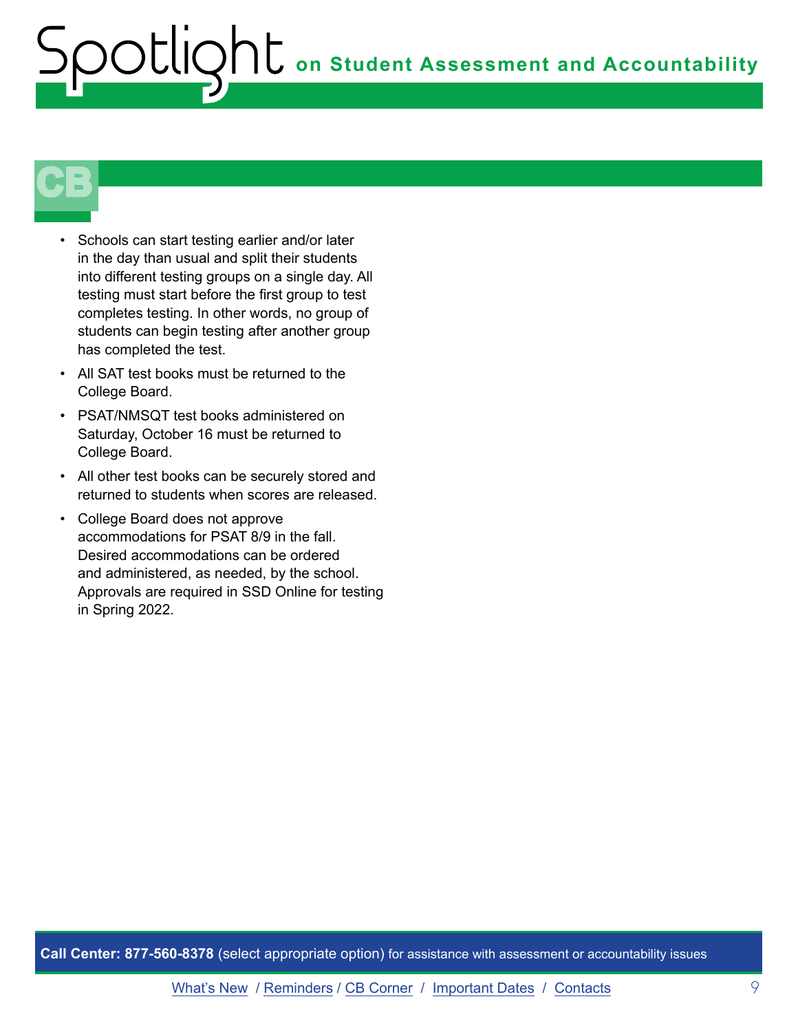## CB

- Schools can start testing earlier and/or later in the day than usual and split their students into different testing groups on a single day. All testing must start before the first group to test completes testing. In other words, no group of students can begin testing after another group has completed the test.
- All SAT test books must be returned to the College Board.
- PSAT/NMSQT test books administered on Saturday, October 16 must be returned to College Board.
- All other test books can be securely stored and returned to students when scores are released.
- College Board does not approve accommodations for PSAT 8/9 in the fall. Desired accommodations can be ordered and administered, as needed, by the school. Approvals are required in SSD Online for testing in Spring 2022.

**Call Center: 877-560-8378** (select appropriate option) for assistance with assessment or accountability issues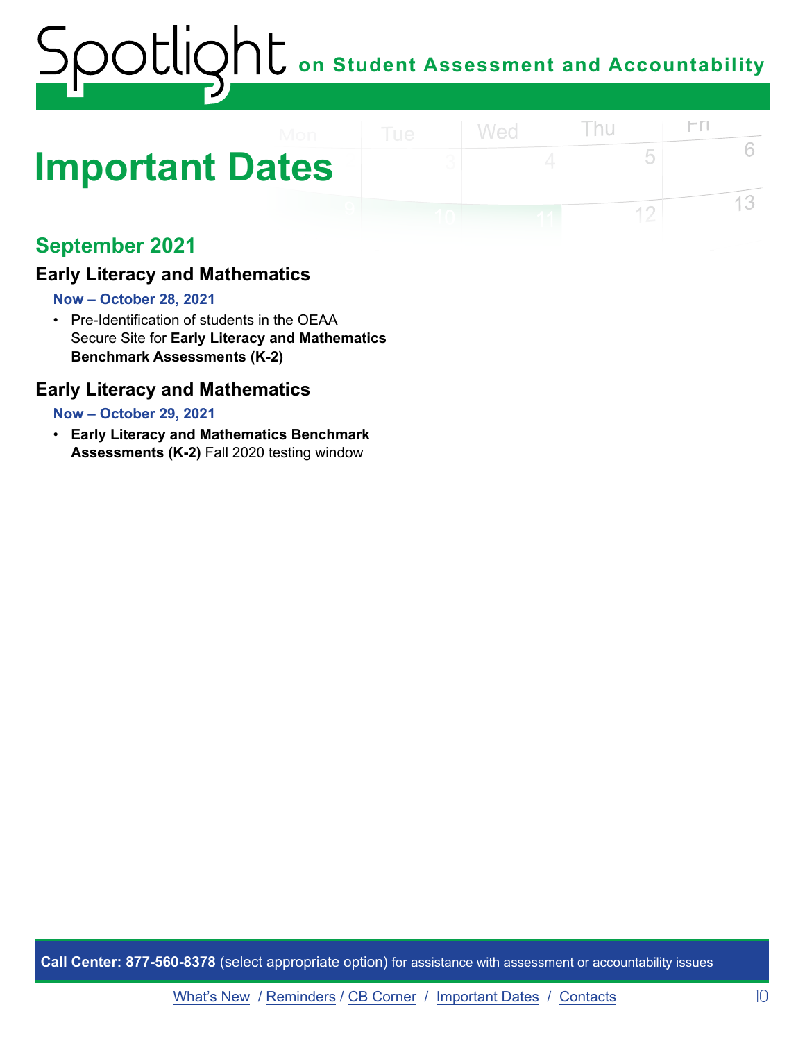# Important Dates

## September 2021

### Early Literacy and Mathematics

**Now – October 28, 2021**

- Pre-Identification of students in the OEAA Secure Site for **Early Literacy and Mathematics Benchmark Assessments (K-2)**

### Early Literacy and Mathematics

**Now – October 29, 2021**

- **Early Literacy and Mathematics Benchmark Assessments (K-2)** Fall 2020 testing window

**Call Center: 877-560-8378** (select appropriate option) for assistance with assessment or accountability issues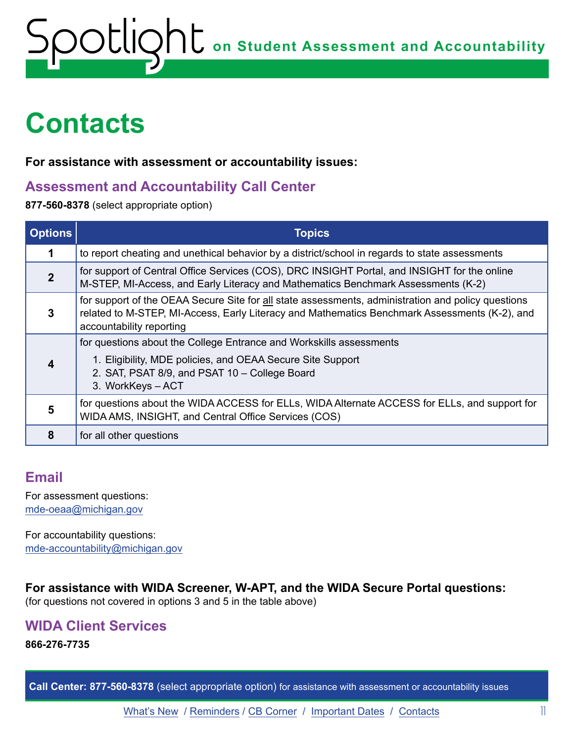# Contacts

**For assistance with assessment or accountability issues:**

## Assessment and Accountability Call Center

**877-560-8378** (select appropriate option)

| Options | Topics |
|---|---|
| **1** | to report cheating and unethical behavior by a district/school in regards to state assessments |
| **2** | for support of Central Office Services (COS), DRC INSIGHT Portal, and INSIGHT for the online M-STEP, MI-Access, and Early Literacy and Mathematics Benchmark Assessments (K-2) |
| **3** | for support of the OEAA Secure Site for all state assessments, administration and policy questions related to M-STEP, MI-Access, Early Literacy and Mathematics Benchmark Assessments (K-2), and accountability reporting |
| **4** | for questions about the College Entrance and Workskills assessments<br>1. Eligibility, MDE policies, and OEAA Secure Site Support<br>2. SAT, PSAT 8/9, and PSAT 10 – College Board<br>3. WorkKeys – ACT |
| **5** | for questions about the WIDA ACCESS for ELLs, WIDA Alternate ACCESS for ELLs, and support for WIDA AMS, INSIGHT, and Central Office Services (COS) |
| **8** | for all other questions |

## Email

For assessment questions:
mde-oeaa@michigan.gov

For accountability questions:
mde-accountability@michigan.gov

**For assistance with WIDA Screener, W-APT, and the WIDA Secure Portal questions:**
(for questions not covered in options 3 and 5 in the table above)

## WIDA Client Services

**866-276-7735**